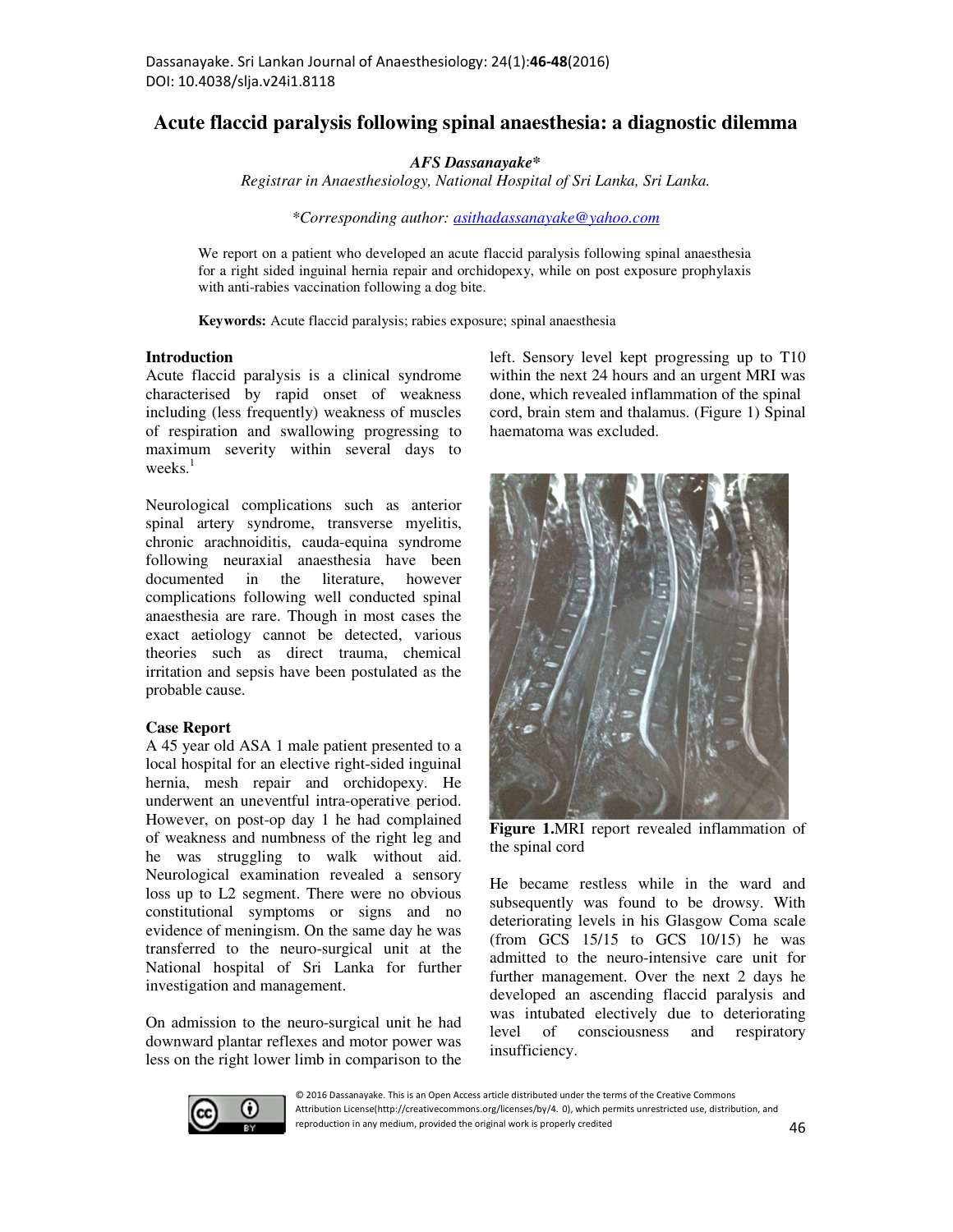# Acute flaccid paralysis following spinal anaesthesia: a diagnostic dilemma

***AFS Dassanayake****

*Registrar in Anaesthesiology, National Hospital of Sri Lanka, Sri Lanka.*

*\*Corresponding author: asithadassanayake@yahoo.com*

We report on a patient who developed an acute flaccid paralysis following spinal anaesthesia for a right sided inguinal hernia repair and orchidopexy, while on post exposure prophylaxis with anti-rabies vaccination following a dog bite.

**Keywords:** Acute flaccid paralysis; rabies exposure; spinal anaesthesia

## Introduction

Acute flaccid paralysis is a clinical syndrome characterised by rapid onset of weakness including (less frequently) weakness of muscles of respiration and swallowing progressing to maximum severity within several days to weeks.[1]

Neurological complications such as anterior spinal artery syndrome, transverse myelitis, chronic arachnoiditis, cauda-equina syndrome following neuraxial anaesthesia have been documented in the literature, however complications following well conducted spinal anaesthesia are rare. Though in most cases the exact aetiology cannot be detected, various theories such as direct trauma, chemical irritation and sepsis have been postulated as the probable cause.

## Case Report

A 45 year old ASA 1 male patient presented to a local hospital for an elective right-sided inguinal hernia, mesh repair and orchidopexy. He underwent an uneventful intra-operative period. However, on post-op day 1 he had complained of weakness and numbness of the right leg and he was struggling to walk without aid. Neurological examination revealed a sensory loss up to L2 segment. There were no obvious constitutional symptoms or signs and no evidence of meningism. On the same day he was transferred to the neuro-surgical unit at the National hospital of Sri Lanka for further investigation and management.

On admission to the neuro-surgical unit he had downward plantar reflexes and motor power was less on the right lower limb in comparison to the left. Sensory level kept progressing up to T10 within the next 24 hours and an urgent MRI was done, which revealed inflammation of the spinal cord, brain stem and thalamus. (Figure 1) Spinal haematoma was excluded.

**Figure 1.** MRI report revealed inflammation of the spinal cord

He became restless while in the ward and subsequently was found to be drowsy. With deteriorating levels in his Glasgow Coma scale (from GCS 15/15 to GCS 10/15) he was admitted to the neuro-intensive care unit for further management. Over the next 2 days he developed an ascending flaccid paralysis and was intubated electively due to deteriorating level of consciousness and respiratory insufficiency.

© 2016 Dassanayake. This is an Open Access article distributed under the terms of the Creative Commons Attribution License(http://creativecommons.org/licenses/by/4. 0), which permits unrestricted use, distribution, and reproduction in any medium, provided the original work is properly credited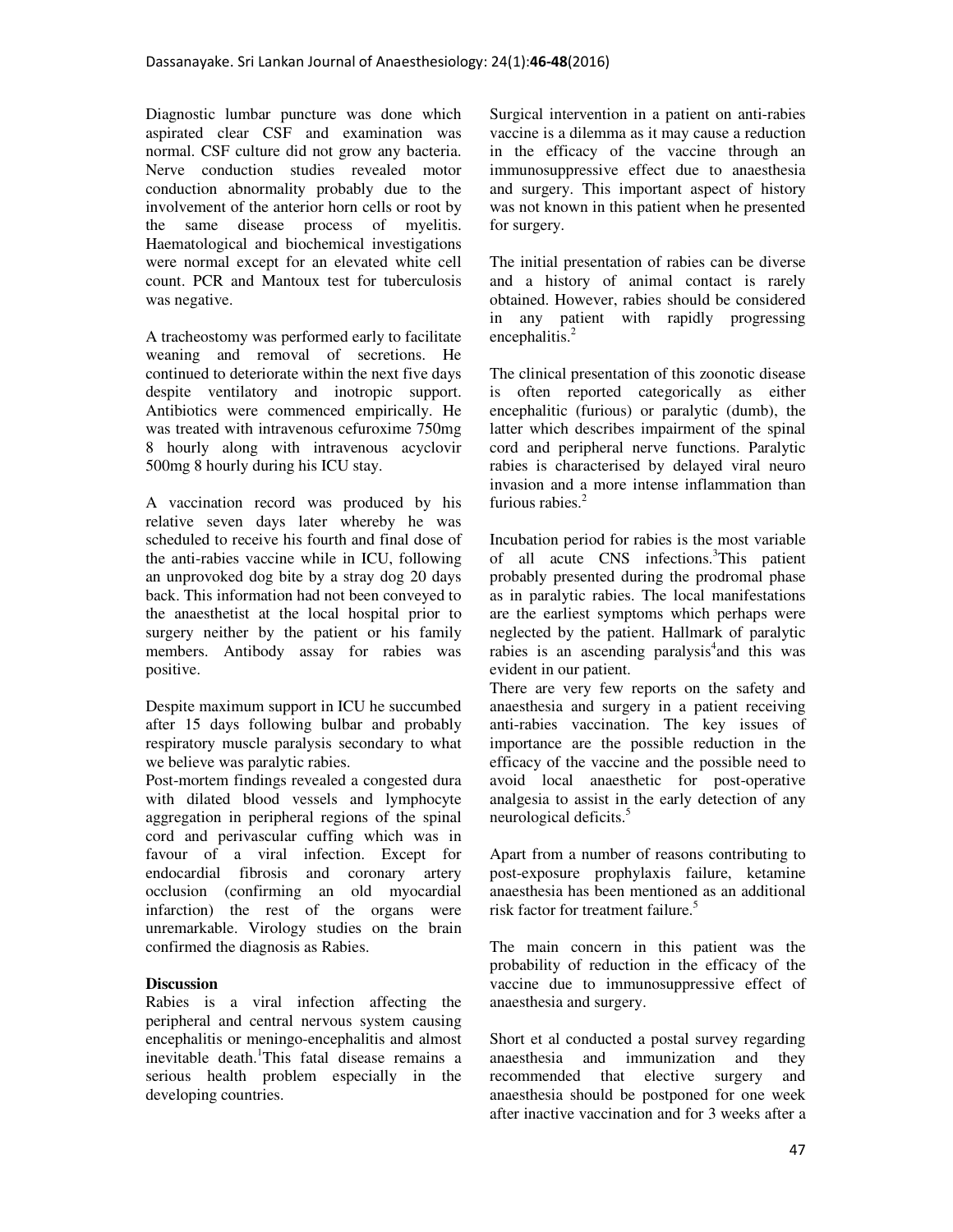Diagnostic lumbar puncture was done which aspirated clear CSF and examination was normal. CSF culture did not grow any bacteria. Nerve conduction studies revealed motor conduction abnormality probably due to the involvement of the anterior horn cells or root by the same disease process of myelitis. Haematological and biochemical investigations were normal except for an elevated white cell count. PCR and Mantoux test for tuberculosis was negative.

A tracheostomy was performed early to facilitate weaning and removal of secretions. He continued to deteriorate within the next five days despite ventilatory and inotropic support. Antibiotics were commenced empirically. He was treated with intravenous cefuroxime 750mg 8 hourly along with intravenous acyclovir 500mg 8 hourly during his ICU stay.

A vaccination record was produced by his relative seven days later whereby he was scheduled to receive his fourth and final dose of the anti-rabies vaccine while in ICU, following an unprovoked dog bite by a stray dog 20 days back. This information had not been conveyed to the anaesthetist at the local hospital prior to surgery neither by the patient or his family members. Antibody assay for rabies was positive.

Despite maximum support in ICU he succumbed after 15 days following bulbar and probably respiratory muscle paralysis secondary to what we believe was paralytic rabies.

Post-mortem findings revealed a congested dura with dilated blood vessels and lymphocyte aggregation in peripheral regions of the spinal cord and perivascular cuffing which was in favour of a viral infection. Except for endocardial fibrosis and coronary artery occlusion (confirming an old myocardial infarction) the rest of the organs were unremarkable. Virology studies on the brain confirmed the diagnosis as Rabies.

## Discussion

Rabies is a viral infection affecting the peripheral and central nervous system causing encephalitis or meningo-encephalitis and almost inevitable death.[1] This fatal disease remains a serious health problem especially in the developing countries.

Surgical intervention in a patient on anti-rabies vaccine is a dilemma as it may cause a reduction in the efficacy of the vaccine through an immunosuppressive effect due to anaesthesia and surgery. This important aspect of history was not known in this patient when he presented for surgery.

The initial presentation of rabies can be diverse and a history of animal contact is rarely obtained. However, rabies should be considered in any patient with rapidly progressing encephalitis.[2]

The clinical presentation of this zoonotic disease is often reported categorically as either encephalitic (furious) or paralytic (dumb), the latter which describes impairment of the spinal cord and peripheral nerve functions. Paralytic rabies is characterised by delayed viral neuro invasion and a more intense inflammation than furious rabies.[2]

Incubation period for rabies is the most variable of all acute CNS infections.[3] This patient probably presented during the prodromal phase as in paralytic rabies. The local manifestations are the earliest symptoms which perhaps were neglected by the patient. Hallmark of paralytic rabies is an ascending paralysis[4] and this was evident in our patient.

There are very few reports on the safety and anaesthesia and surgery in a patient receiving anti-rabies vaccination. The key issues of importance are the possible reduction in the efficacy of the vaccine and the possible need to avoid local anaesthetic for post-operative analgesia to assist in the early detection of any neurological deficits.[5]

Apart from a number of reasons contributing to post-exposure prophylaxis failure, ketamine anaesthesia has been mentioned as an additional risk factor for treatment failure.[5]

The main concern in this patient was the probability of reduction in the efficacy of the vaccine due to immunosuppressive effect of anaesthesia and surgery.

Short et al conducted a postal survey regarding anaesthesia and immunization and they recommended that elective surgery and anaesthesia should be postponed for one week after inactive vaccination and for 3 weeks after a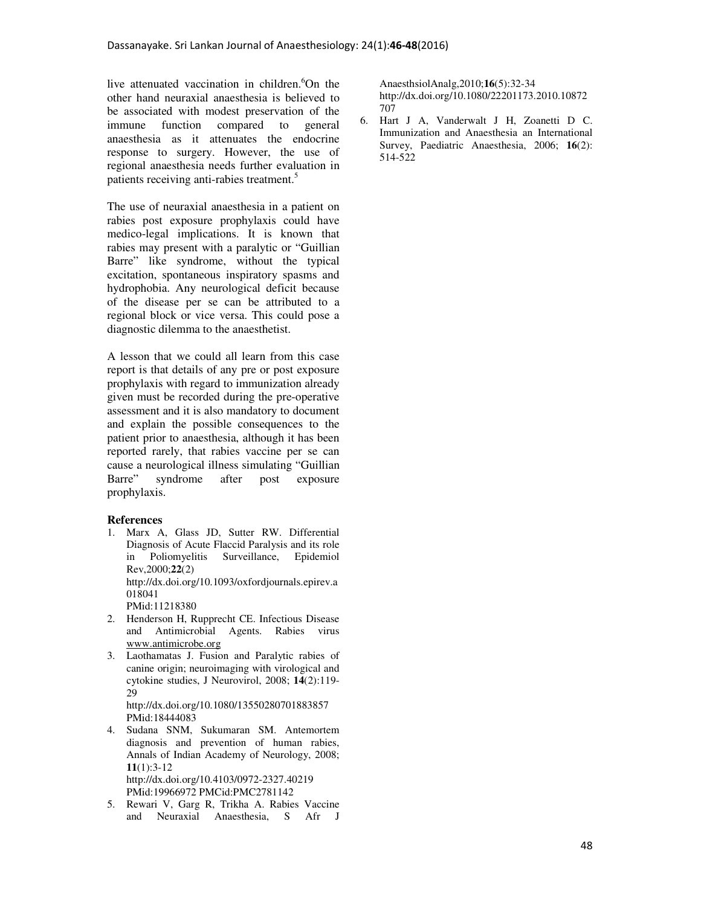live attenuated vaccination in children.[6] On the other hand neuraxial anaesthesia is believed to be associated with modest preservation of the immune function compared to general anaesthesia as it attenuates the endocrine response to surgery. However, the use of regional anaesthesia needs further evaluation in patients receiving anti-rabies treatment.[5]

The use of neuraxial anaesthesia in a patient on rabies post exposure prophylaxis could have medico-legal implications. It is known that rabies may present with a paralytic or "Guillian Barre" like syndrome, without the typical excitation, spontaneous inspiratory spasms and hydrophobia. Any neurological deficit because of the disease per se can be attributed to a regional block or vice versa. This could pose a diagnostic dilemma to the anaesthetist.

A lesson that we could all learn from this case report is that details of any pre or post exposure prophylaxis with regard to immunization already given must be recorded during the pre-operative assessment and it is also mandatory to document and explain the possible consequences to the patient prior to anaesthesia, although it has been reported rarely, that rabies vaccine per se can cause a neurological illness simulating "Guillian Barre" syndrome after post exposure prophylaxis.

**References**

1. Marx A, Glass JD, Sutter RW. Differential Diagnosis of Acute Flaccid Paralysis and its role in Poliomyelitis Surveillance, Epidemiol Rev,2000;**22**(2) http://dx.doi.org/10.1093/oxfordjournals.epirev.a018041 PMid:11218380
2. Henderson H, Rupprecht CE. Infectious Disease and Antimicrobial Agents. Rabies virus www.antimicrobe.org
3. Laothamatas J. Fusion and Paralytic rabies of canine origin; neuroimaging with virological and cytokine studies, J Neurovirol, 2008; **14**(2):119-29 http://dx.doi.org/10.1080/13550280701883857 PMid:18444083
4. Sudana SNM, Sukumaran SM. Antemortem diagnosis and prevention of human rabies, Annals of Indian Academy of Neurology, 2008; **11**(1):3-12 http://dx.doi.org/10.4103/0972-2327.40219 PMid:19966972 PMCid:PMC2781142
5. Rewari V, Garg R, Trikha A. Rabies Vaccine and Neuraxial Anaesthesia, S Afr J AnaesthsiolAnalg,2010;**16**(5):32-34 http://dx.doi.org/10.1080/22201173.2010.10872707
6. Hart J A, Vanderwalt J H, Zoanetti D C. Immunization and Anaesthesia an International Survey, Paediatric Anaesthesia, 2006; **16**(2): 514-522